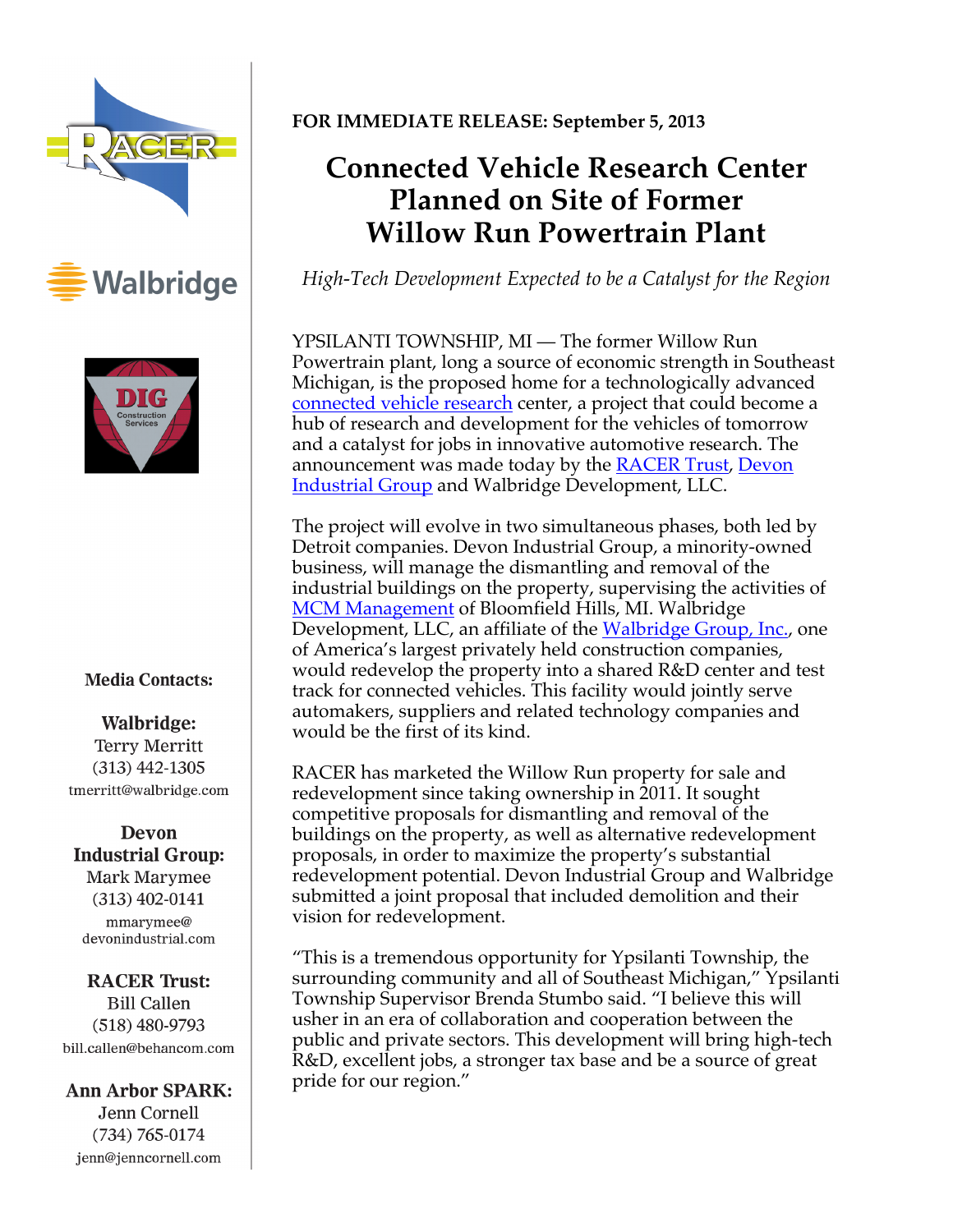**FOR IMMEDIATE RELEASE: September 5, 2013**

# Connected Vehicle Research Center Planned on Site of Former Willow Run Powertrain Plant

*High-Tech Development Expected to be a Catalyst for the Region*

YPSILANTI TOWNSHIP, MI — The former Willow Run Powertrain plant, long a source of economic strength in Southeast Michigan, is the proposed home for a technologically advanced connected vehicle research center, a project that could become a hub of research and development for the vehicles of tomorrow and a catalyst for jobs in innovative automotive research. The announcement was made today by the RACER Trust, Devon Industrial Group and Walbridge Development, LLC.

The project will evolve in two simultaneous phases, both led by Detroit companies. Devon Industrial Group, a minority-owned business, will manage the dismantling and removal of the industrial buildings on the property, supervising the activities of MCM Management of Bloomfield Hills, MI. Walbridge Development, LLC, an affiliate of the Walbridge Group, Inc., one of America's largest privately held construction companies, would redevelop the property into a shared R&D center and test track for connected vehicles. This facility would jointly serve automakers, suppliers and related technology companies and would be the first of its kind.

RACER has marketed the Willow Run property for sale and redevelopment since taking ownership in 2011. It sought competitive proposals for dismantling and removal of the buildings on the property, as well as alternative redevelopment proposals, in order to maximize the property's substantial redevelopment potential. Devon Industrial Group and Walbridge submitted a joint proposal that included demolition and their vision for redevelopment.

"This is a tremendous opportunity for Ypsilanti Township, the surrounding community and all of Southeast Michigan," Ypsilanti Township Supervisor Brenda Stumbo said. "I believe this will usher in an era of collaboration and cooperation between the public and private sectors. This development will bring high-tech R&D, excellent jobs, a stronger tax base and be a source of great pride for our region."

**Media Contacts:**

**Walbridge:**
Terry Merritt
(313) 442-1305
tmerritt@walbridge.com

**Devon Industrial Group:**
Mark Marymee
(313) 402-0141
mmarymee@devonindustrial.com

**RACER Trust:**
Bill Callen
(518) 480-9793
bill.callen@behancom.com

**Ann Arbor SPARK:**
Jenn Cornell
(734) 765-0174
jenn@jenncornell.com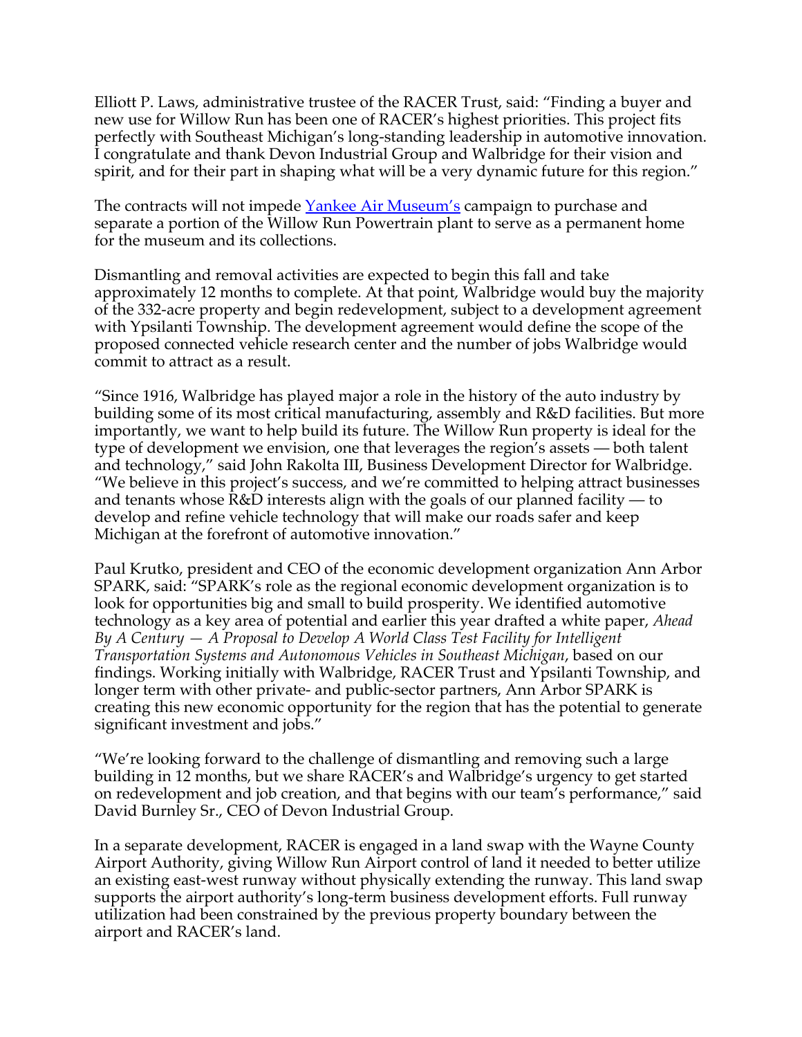Elliott P. Laws, administrative trustee of the RACER Trust, said: "Finding a buyer and new use for Willow Run has been one of RACER's highest priorities. This project fits perfectly with Southeast Michigan's long-standing leadership in automotive innovation. I congratulate and thank Devon Industrial Group and Walbridge for their vision and spirit, and for their part in shaping what will be a very dynamic future for this region."

The contracts will not impede [Yankee Air Museum's] campaign to purchase and separate a portion of the Willow Run Powertrain plant to serve as a permanent home for the museum and its collections.

Dismantling and removal activities are expected to begin this fall and take approximately 12 months to complete. At that point, Walbridge would buy the majority of the 332-acre property and begin redevelopment, subject to a development agreement with Ypsilanti Township. The development agreement would define the scope of the proposed connected vehicle research center and the number of jobs Walbridge would commit to attract as a result.

"Since 1916, Walbridge has played major a role in the history of the auto industry by building some of its most critical manufacturing, assembly and R&D facilities. But more importantly, we want to help build its future. The Willow Run property is ideal for the type of development we envision, one that leverages the region's assets — both talent and technology," said John Rakolta III, Business Development Director for Walbridge. "We believe in this project's success, and we're committed to helping attract businesses and tenants whose R&D interests align with the goals of our planned facility — to develop and refine vehicle technology that will make our roads safer and keep Michigan at the forefront of automotive innovation."

Paul Krutko, president and CEO of the economic development organization Ann Arbor SPARK, said: "SPARK's role as the regional economic development organization is to look for opportunities big and small to build prosperity. We identified automotive technology as a key area of potential and earlier this year drafted a white paper, *Ahead By A Century — A Proposal to Develop A World Class Test Facility for Intelligent Transportation Systems and Autonomous Vehicles in Southeast Michigan*, based on our findings. Working initially with Walbridge, RACER Trust and Ypsilanti Township, and longer term with other private- and public-sector partners, Ann Arbor SPARK is creating this new economic opportunity for the region that has the potential to generate significant investment and jobs."

"We're looking forward to the challenge of dismantling and removing such a large building in 12 months, but we share RACER's and Walbridge's urgency to get started on redevelopment and job creation, and that begins with our team's performance," said David Burnley Sr., CEO of Devon Industrial Group.

In a separate development, RACER is engaged in a land swap with the Wayne County Airport Authority, giving Willow Run Airport control of land it needed to better utilize an existing east-west runway without physically extending the runway. This land swap supports the airport authority's long-term business development efforts. Full runway utilization had been constrained by the previous property boundary between the airport and RACER's land.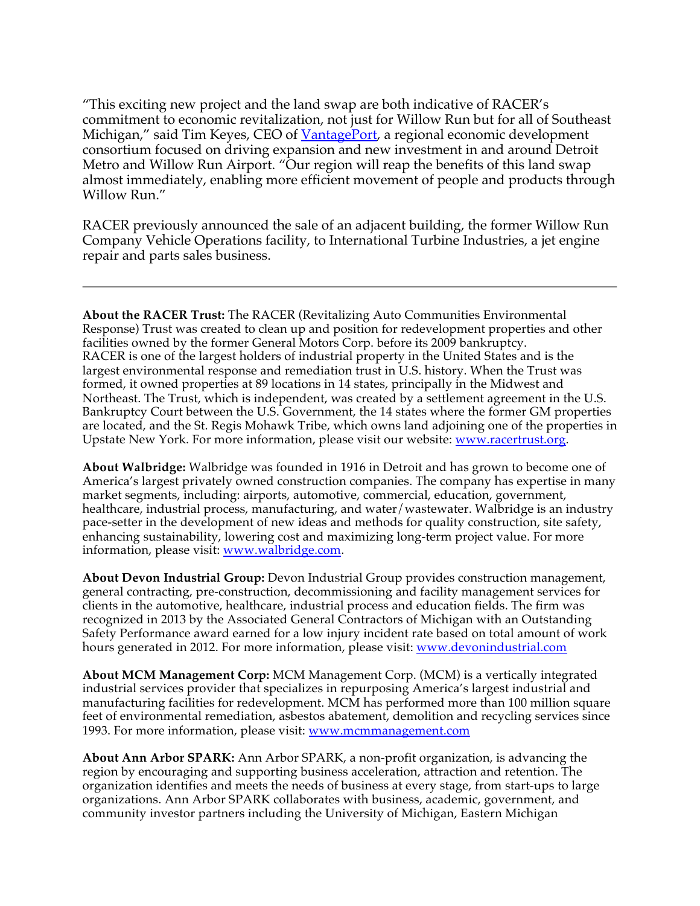"This exciting new project and the land swap are both indicative of RACER's commitment to economic revitalization, not just for Willow Run but for all of Southeast Michigan," said Tim Keyes, CEO of [VantagePort](), a regional economic development consortium focused on driving expansion and new investment in and around Detroit Metro and Willow Run Airport. "Our region will reap the benefits of this land swap almost immediately, enabling more efficient movement of people and products through Willow Run."

RACER previously announced the sale of an adjacent building, the former Willow Run Company Vehicle Operations facility, to International Turbine Industries, a jet engine repair and parts sales business.

---

**About the RACER Trust:** The RACER (Revitalizing Auto Communities Environmental Response) Trust was created to clean up and position for redevelopment properties and other facilities owned by the former General Motors Corp. before its 2009 bankruptcy. RACER is one of the largest holders of industrial property in the United States and is the largest environmental response and remediation trust in U.S. history. When the Trust was formed, it owned properties at 89 locations in 14 states, principally in the Midwest and Northeast. The Trust, which is independent, was created by a settlement agreement in the U.S. Bankruptcy Court between the U.S. Government, the 14 states where the former GM properties are located, and the St. Regis Mohawk Tribe, which owns land adjoining one of the properties in Upstate New York. For more information, please visit our website: www.racertrust.org.

**About Walbridge:** Walbridge was founded in 1916 in Detroit and has grown to become one of America's largest privately owned construction companies. The company has expertise in many market segments, including: airports, automotive, commercial, education, government, healthcare, industrial process, manufacturing, and water/wastewater. Walbridge is an industry pace-setter in the development of new ideas and methods for quality construction, site safety, enhancing sustainability, lowering cost and maximizing long-term project value. For more information, please visit: www.walbridge.com.

**About Devon Industrial Group:** Devon Industrial Group provides construction management, general contracting, pre-construction, decommissioning and facility management services for clients in the automotive, healthcare, industrial process and education fields. The firm was recognized in 2013 by the Associated General Contractors of Michigan with an Outstanding Safety Performance award earned for a low injury incident rate based on total amount of work hours generated in 2012. For more information, please visit: www.devonindustrial.com

**About MCM Management Corp:** MCM Management Corp. (MCM) is a vertically integrated industrial services provider that specializes in repurposing America's largest industrial and manufacturing facilities for redevelopment. MCM has performed more than 100 million square feet of environmental remediation, asbestos abatement, demolition and recycling services since 1993. For more information, please visit: www.mcmmanagement.com

**About Ann Arbor SPARK:** Ann Arbor SPARK, a non-profit organization, is advancing the region by encouraging and supporting business acceleration, attraction and retention. The organization identifies and meets the needs of business at every stage, from start-ups to large organizations. Ann Arbor SPARK collaborates with business, academic, government, and community investor partners including the University of Michigan, Eastern Michigan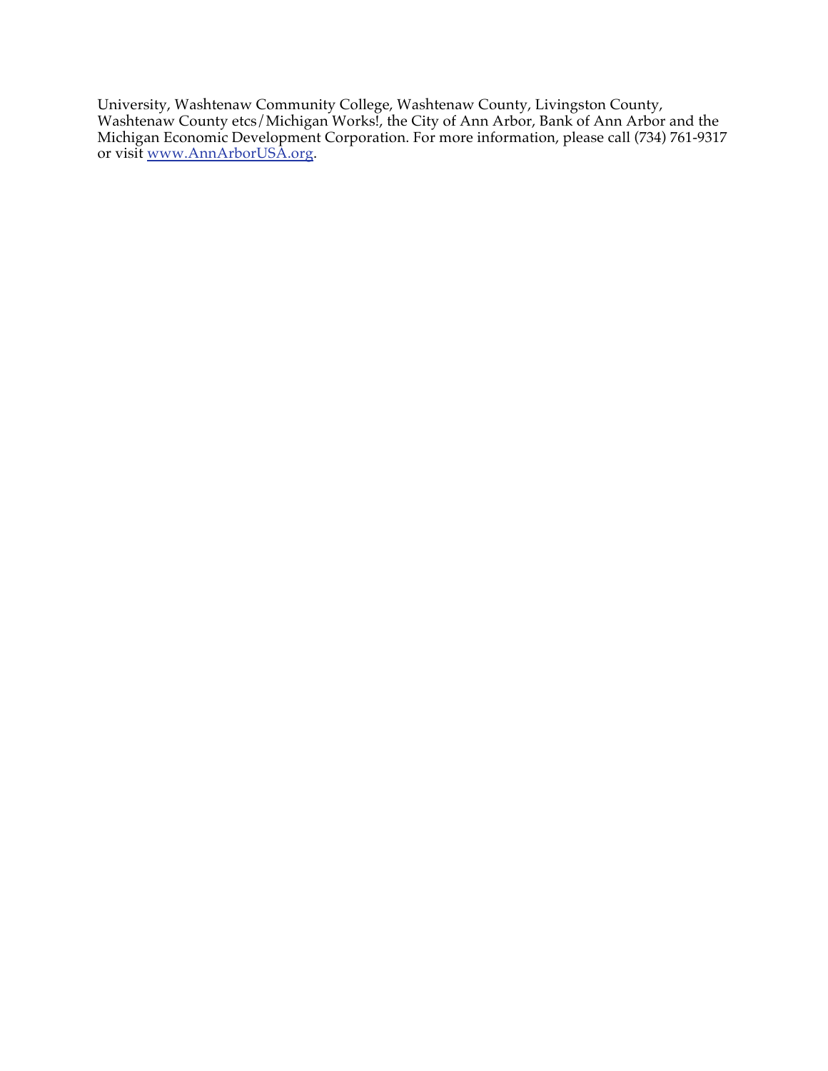University, Washtenaw Community College, Washtenaw County, Livingston County, Washtenaw County etcs/Michigan Works!, the City of Ann Arbor, Bank of Ann Arbor and the Michigan Economic Development Corporation. For more information, please call (734) 761-9317 or visit [www.AnnArborUSA.org](http://www.AnnArborUSA.org).